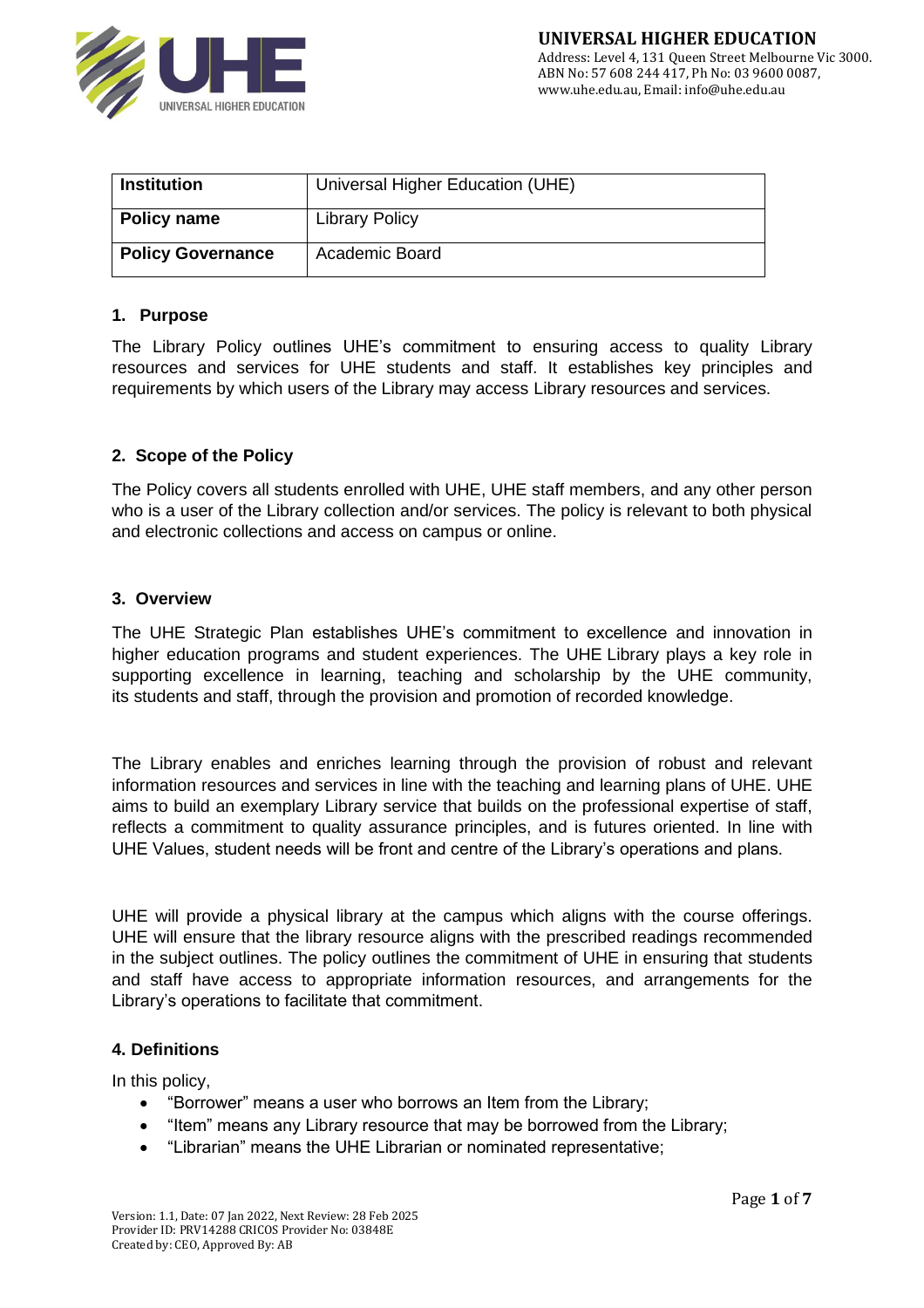| Institution | Universal Higher Education (UHE) |
| --- | --- |
| Policy name | Library Policy |
| Policy Governance | Academic Board |

## 1. Purpose

The Library Policy outlines UHE's commitment to ensuring access to quality Library resources and services for UHE students and staff. It establishes key principles and requirements by which users of the Library may access Library resources and services.

## 2. Scope of the Policy

The Policy covers all students enrolled with UHE, UHE staff members, and any other person who is a user of the Library collection and/or services. The policy is relevant to both physical and electronic collections and access on campus or online.

## 3. Overview

The UHE Strategic Plan establishes UHE's commitment to excellence and innovation in higher education programs and student experiences. The UHE Library plays a key role in supporting excellence in learning, teaching and scholarship by the UHE community, its students and staff, through the provision and promotion of recorded knowledge.

The Library enables and enriches learning through the provision of robust and relevant information resources and services in line with the teaching and learning plans of UHE. UHE aims to build an exemplary Library service that builds on the professional expertise of staff, reflects a commitment to quality assurance principles, and is futures oriented. In line with UHE Values, student needs will be front and centre of the Library's operations and plans.

UHE will provide a physical library at the campus which aligns with the course offerings. UHE will ensure that the library resource aligns with the prescribed readings recommended in the subject outlines. The policy outlines the commitment of UHE in ensuring that students and staff have access to appropriate information resources, and arrangements for the Library's operations to facilitate that commitment.

## 4. Definitions

In this policy,

- "Borrower" means a user who borrows an Item from the Library;
- "Item" means any Library resource that may be borrowed from the Library;
- "Librarian" means the UHE Librarian or nominated representative;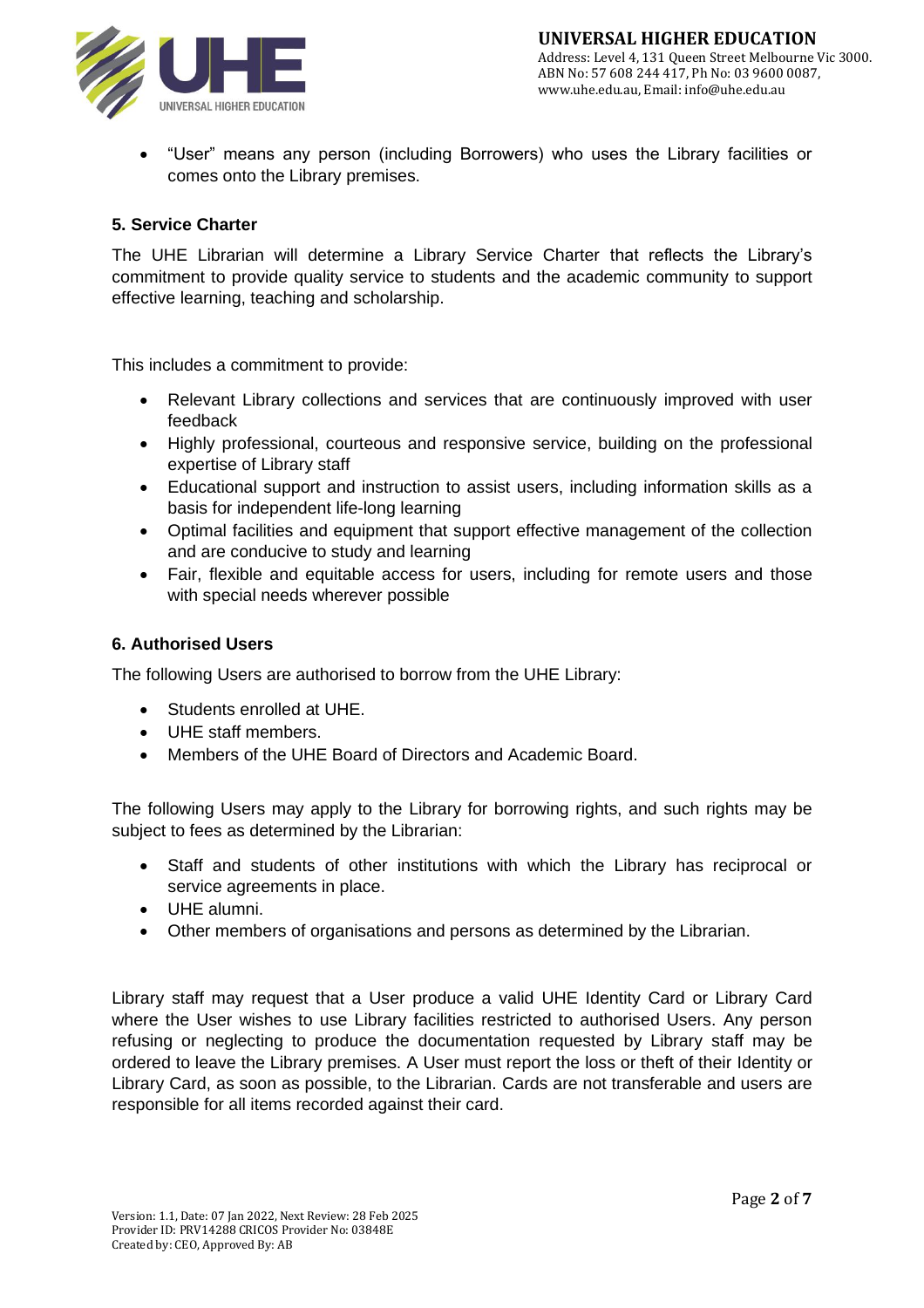- "User" means any person (including Borrowers) who uses the Library facilities or comes onto the Library premises.

### 5. Service Charter

The UHE Librarian will determine a Library Service Charter that reflects the Library's commitment to provide quality service to students and the academic community to support effective learning, teaching and scholarship.

This includes a commitment to provide:

- Relevant Library collections and services that are continuously improved with user feedback
- Highly professional, courteous and responsive service, building on the professional expertise of Library staff
- Educational support and instruction to assist users, including information skills as a basis for independent life-long learning
- Optimal facilities and equipment that support effective management of the collection and are conducive to study and learning
- Fair, flexible and equitable access for users, including for remote users and those with special needs wherever possible

### 6. Authorised Users

The following Users are authorised to borrow from the UHE Library:

- Students enrolled at UHE.
- UHE staff members.
- Members of the UHE Board of Directors and Academic Board.

The following Users may apply to the Library for borrowing rights, and such rights may be subject to fees as determined by the Librarian:

- Staff and students of other institutions with which the Library has reciprocal or service agreements in place.
- UHE alumni.
- Other members of organisations and persons as determined by the Librarian.

Library staff may request that a User produce a valid UHE Identity Card or Library Card where the User wishes to use Library facilities restricted to authorised Users. Any person refusing or neglecting to produce the documentation requested by Library staff may be ordered to leave the Library premises. A User must report the loss or theft of their Identity or Library Card, as soon as possible, to the Librarian. Cards are not transferable and users are responsible for all items recorded against their card.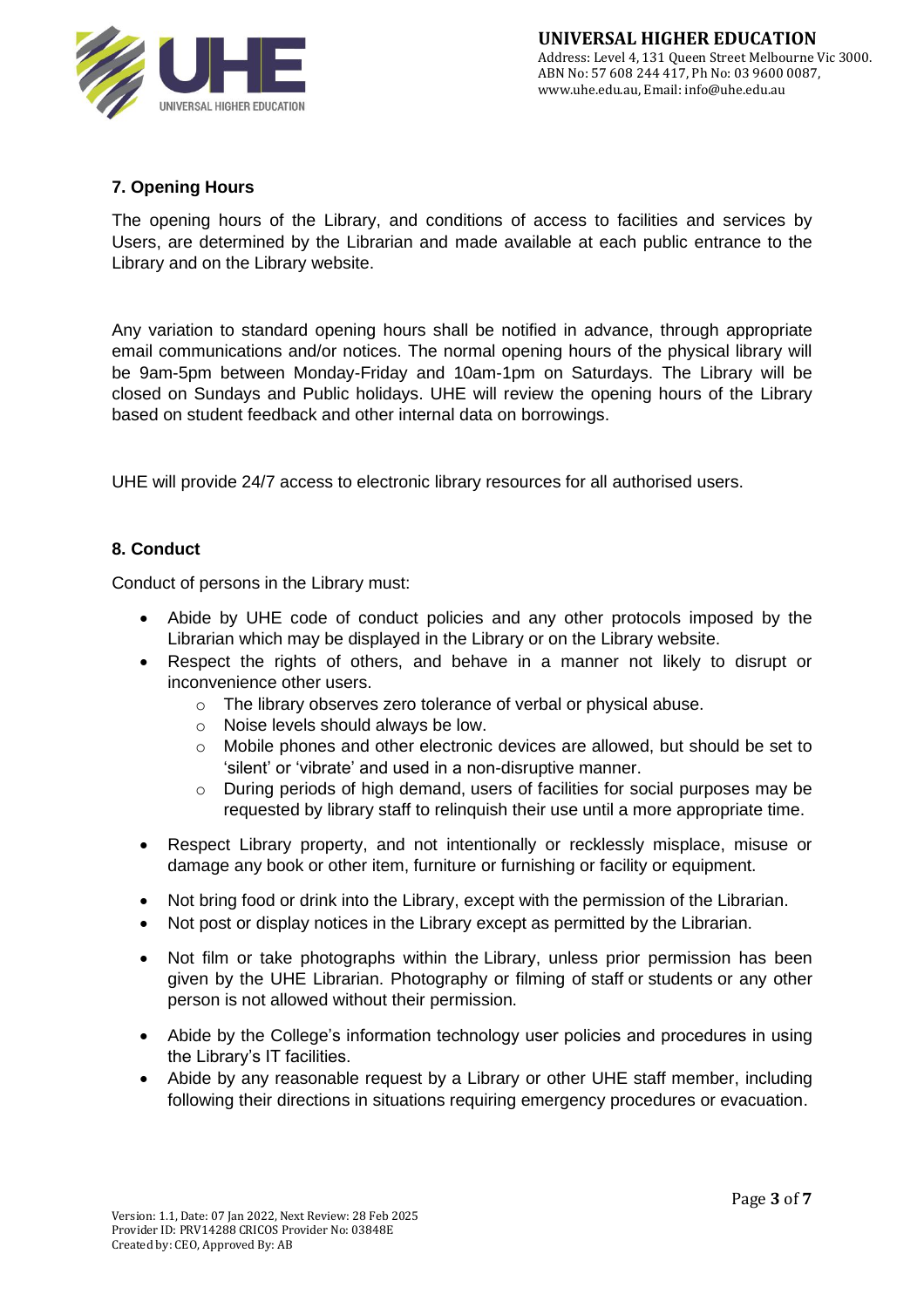## 7. Opening Hours

The opening hours of the Library, and conditions of access to facilities and services by Users, are determined by the Librarian and made available at each public entrance to the Library and on the Library website.

Any variation to standard opening hours shall be notified in advance, through appropriate email communications and/or notices. The normal opening hours of the physical library will be 9am-5pm between Monday-Friday and 10am-1pm on Saturdays. The Library will be closed on Sundays and Public holidays. UHE will review the opening hours of the Library based on student feedback and other internal data on borrowings.

UHE will provide 24/7 access to electronic library resources for all authorised users.

## 8. Conduct

Conduct of persons in the Library must:

- Abide by UHE code of conduct policies and any other protocols imposed by the Librarian which may be displayed in the Library or on the Library website.
- Respect the rights of others, and behave in a manner not likely to disrupt or inconvenience other users.
  - The library observes zero tolerance of verbal or physical abuse.
  - Noise levels should always be low.
  - Mobile phones and other electronic devices are allowed, but should be set to 'silent' or 'vibrate' and used in a non-disruptive manner.
  - During periods of high demand, users of facilities for social purposes may be requested by library staff to relinquish their use until a more appropriate time.
- Respect Library property, and not intentionally or recklessly misplace, misuse or damage any book or other item, furniture or furnishing or facility or equipment.
- Not bring food or drink into the Library, except with the permission of the Librarian.
- Not post or display notices in the Library except as permitted by the Librarian.
- Not film or take photographs within the Library, unless prior permission has been given by the UHE Librarian. Photography or filming of staff or students or any other person is not allowed without their permission.
- Abide by the College's information technology user policies and procedures in using the Library's IT facilities.
- Abide by any reasonable request by a Library or other UHE staff member, including following their directions in situations requiring emergency procedures or evacuation.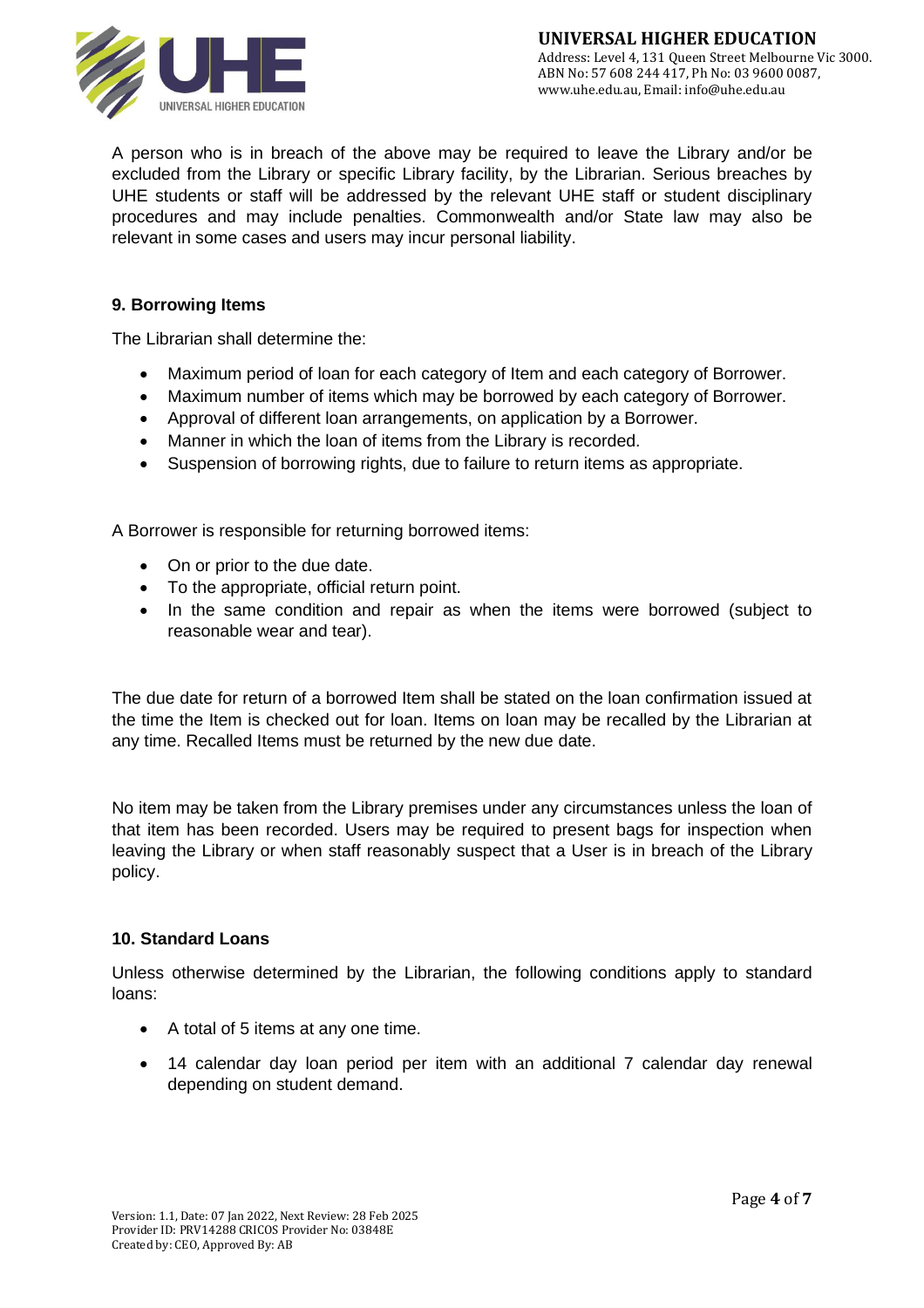A person who is in breach of the above may be required to leave the Library and/or be excluded from the Library or specific Library facility, by the Librarian. Serious breaches by UHE students or staff will be addressed by the relevant UHE staff or student disciplinary procedures and may include penalties. Commonwealth and/or State law may also be relevant in some cases and users may incur personal liability.

### 9. Borrowing Items

The Librarian shall determine the:

- Maximum period of loan for each category of Item and each category of Borrower.
- Maximum number of items which may be borrowed by each category of Borrower.
- Approval of different loan arrangements, on application by a Borrower.
- Manner in which the loan of items from the Library is recorded.
- Suspension of borrowing rights, due to failure to return items as appropriate.

A Borrower is responsible for returning borrowed items:

- On or prior to the due date.
- To the appropriate, official return point.
- In the same condition and repair as when the items were borrowed (subject to reasonable wear and tear).

The due date for return of a borrowed Item shall be stated on the loan confirmation issued at the time the Item is checked out for loan. Items on loan may be recalled by the Librarian at any time. Recalled Items must be returned by the new due date.

No item may be taken from the Library premises under any circumstances unless the loan of that item has been recorded. Users may be required to present bags for inspection when leaving the Library or when staff reasonably suspect that a User is in breach of the Library policy.

### 10. Standard Loans

Unless otherwise determined by the Librarian, the following conditions apply to standard loans:

- A total of 5 items at any one time.
- 14 calendar day loan period per item with an additional 7 calendar day renewal depending on student demand.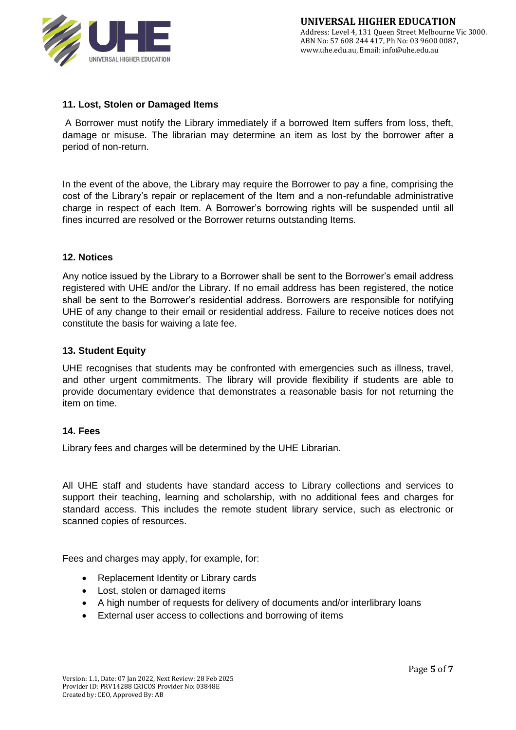### 11. Lost, Stolen or Damaged Items

A Borrower must notify the Library immediately if a borrowed Item suffers from loss, theft, damage or misuse. The librarian may determine an item as lost by the borrower after a period of non-return.

In the event of the above, the Library may require the Borrower to pay a fine, comprising the cost of the Library's repair or replacement of the Item and a non-refundable administrative charge in respect of each Item. A Borrower's borrowing rights will be suspended until all fines incurred are resolved or the Borrower returns outstanding Items.

### 12. Notices

Any notice issued by the Library to a Borrower shall be sent to the Borrower's email address registered with UHE and/or the Library. If no email address has been registered, the notice shall be sent to the Borrower's residential address. Borrowers are responsible for notifying UHE of any change to their email or residential address. Failure to receive notices does not constitute the basis for waiving a late fee.

### 13. Student Equity

UHE recognises that students may be confronted with emergencies such as illness, travel, and other urgent commitments. The library will provide flexibility if students are able to provide documentary evidence that demonstrates a reasonable basis for not returning the item on time.

### 14. Fees

Library fees and charges will be determined by the UHE Librarian.

All UHE staff and students have standard access to Library collections and services to support their teaching, learning and scholarship, with no additional fees and charges for standard access. This includes the remote student library service, such as electronic or scanned copies of resources.

Fees and charges may apply, for example, for:

- Replacement Identity or Library cards
- Lost, stolen or damaged items
- A high number of requests for delivery of documents and/or interlibrary loans
- External user access to collections and borrowing of items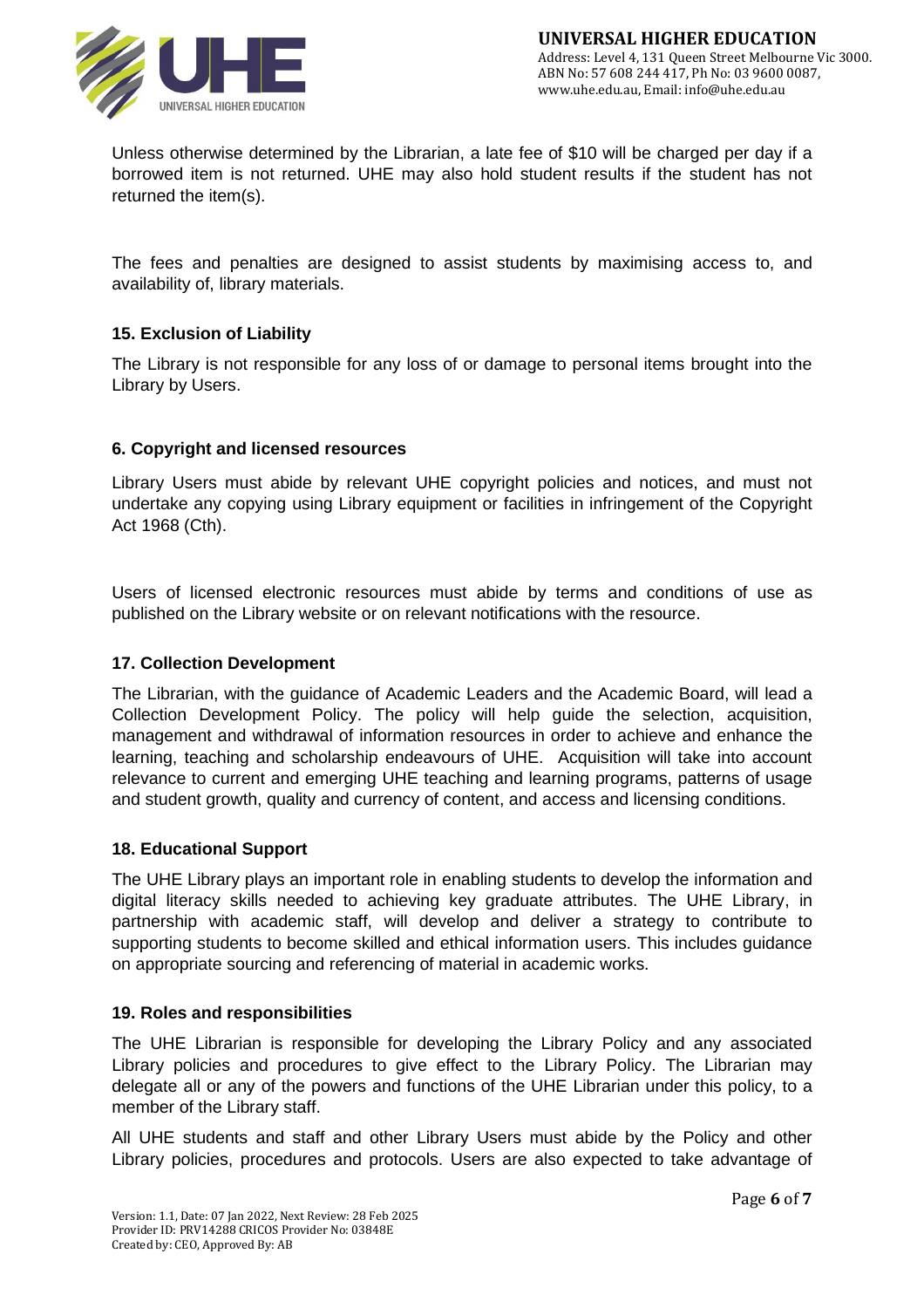Unless otherwise determined by the Librarian, a late fee of $10 will be charged per day if a borrowed item is not returned. UHE may also hold student results if the student has not returned the item(s).

The fees and penalties are designed to assist students by maximising access to, and availability of, library materials.

### 15. Exclusion of Liability

The Library is not responsible for any loss of or damage to personal items brought into the Library by Users.

### 6. Copyright and licensed resources

Library Users must abide by relevant UHE copyright policies and notices, and must not undertake any copying using Library equipment or facilities in infringement of the Copyright Act 1968 (Cth).

Users of licensed electronic resources must abide by terms and conditions of use as published on the Library website or on relevant notifications with the resource.

### 17. Collection Development

The Librarian, with the guidance of Academic Leaders and the Academic Board, will lead a Collection Development Policy. The policy will help guide the selection, acquisition, management and withdrawal of information resources in order to achieve and enhance the learning, teaching and scholarship endeavours of UHE. Acquisition will take into account relevance to current and emerging UHE teaching and learning programs, patterns of usage and student growth, quality and currency of content, and access and licensing conditions.

### 18. Educational Support

The UHE Library plays an important role in enabling students to develop the information and digital literacy skills needed to achieving key graduate attributes. The UHE Library, in partnership with academic staff, will develop and deliver a strategy to contribute to supporting students to become skilled and ethical information users. This includes guidance on appropriate sourcing and referencing of material in academic works.

### 19. Roles and responsibilities

The UHE Librarian is responsible for developing the Library Policy and any associated Library policies and procedures to give effect to the Library Policy. The Librarian may delegate all or any of the powers and functions of the UHE Librarian under this policy, to a member of the Library staff.

All UHE students and staff and other Library Users must abide by the Policy and other Library policies, procedures and protocols. Users are also expected to take advantage of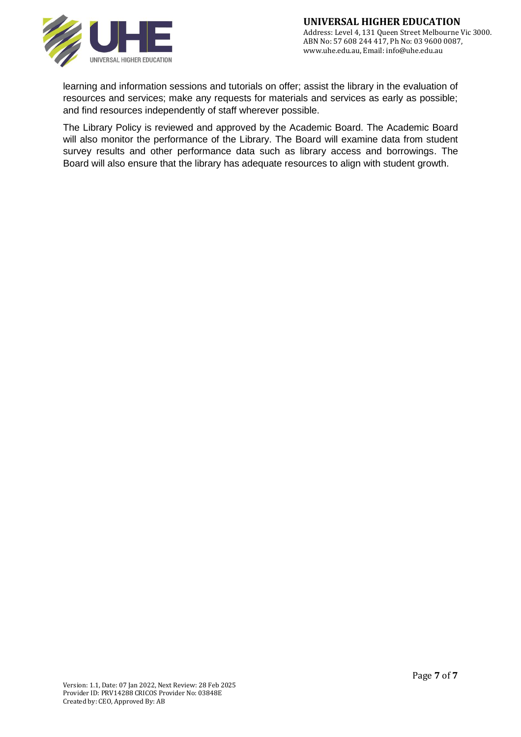learning and information sessions and tutorials on offer; assist the library in the evaluation of resources and services; make any requests for materials and services as early as possible; and find resources independently of staff wherever possible.

The Library Policy is reviewed and approved by the Academic Board. The Academic Board will also monitor the performance of the Library. The Board will examine data from student survey results and other performance data such as library access and borrowings. The Board will also ensure that the library has adequate resources to align with student growth.